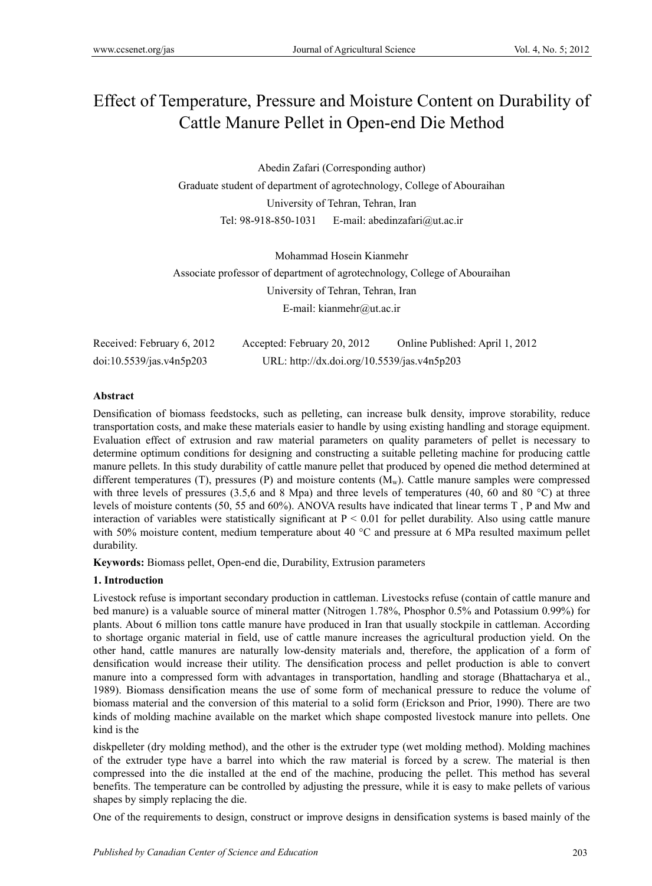# Effect of Temperature, Pressure and Moisture Content on Durability of Cattle Manure Pellet in Open-end Die Method

Abedin Zafari (Corresponding author)

Graduate student of department of agrotechnology, College of Abouraihan

University of Tehran, Tehran, Iran

Tel: 98-918-850-1031 E-mail: abedinzafari@ut.ac.ir

Mohammad Hosein Kianmehr

Associate professor of department of agrotechnology, College of Abouraihan

University of Tehran, Tehran, Iran

E-mail: kianmehr@ut.ac.ir

Received: February 6, 2012 Accepted: February 20, 2012 Online Published: April 1, 2012

doi:10.5539/jas.v4n5p203 URL: http://dx.doi.org/10.5539/jas.v4n5p203

**Abstract**

Densification of biomass feedstocks, such as pelleting, can increase bulk density, improve storability, reduce transportation costs, and make these materials easier to handle by using existing handling and storage equipment. Evaluation effect of extrusion and raw material parameters on quality parameters of pellet is necessary to determine optimum conditions for designing and constructing a suitable pelleting machine for producing cattle manure pellets. In this study durability of cattle manure pellet that produced by opened die method determined at different temperatures (T), pressures (P) and moisture contents ($M_w$). Cattle manure samples were compressed with three levels of pressures (3.5,6 and 8 Mpa) and three levels of temperatures (40, 60 and 80 °C) at three levels of moisture contents (50, 55 and 60%). ANOVA results have indicated that linear terms T , P and Mw and interaction of variables were statistically significant at $P < 0.01$ for pellet durability. Also using cattle manure with 50% moisture content, medium temperature about 40 °C and pressure at 6 MPa resulted maximum pellet durability.

**Keywords:** Biomass pellet, Open-end die, Durability, Extrusion parameters

## 1. Introduction

Livestock refuse is important secondary production in cattleman. Livestocks refuse (contain of cattle manure and bed manure) is a valuable source of mineral matter (Nitrogen 1.78%, Phosphor 0.5% and Potassium 0.99%) for plants. About 6 million tons cattle manure have produced in Iran that usually stockpile in cattleman. According to shortage organic material in field, use of cattle manure increases the agricultural production yield. On the other hand, cattle manures are naturally low-density materials and, therefore, the application of a form of densification would increase their utility. The densification process and pellet production is able to convert manure into a compressed form with advantages in transportation, handling and storage (Bhattacharya et al., 1989). Biomass densification means the use of some form of mechanical pressure to reduce the volume of biomass material and the conversion of this material to a solid form (Erickson and Prior, 1990). There are two kinds of molding machine available on the market which shape composted livestock manure into pellets. One kind is the diskpelleter (dry molding method), and the other is the extruder type (wet molding method). Molding machines of the extruder type have a barrel into which the raw material is forced by a screw. The material is then compressed into the die installed at the end of the machine, producing the pellet. This method has several benefits. The temperature can be controlled by adjusting the pressure, while it is easy to make pellets of various shapes by simply replacing the die.

One of the requirements to design, construct or improve designs in densification systems is based mainly of the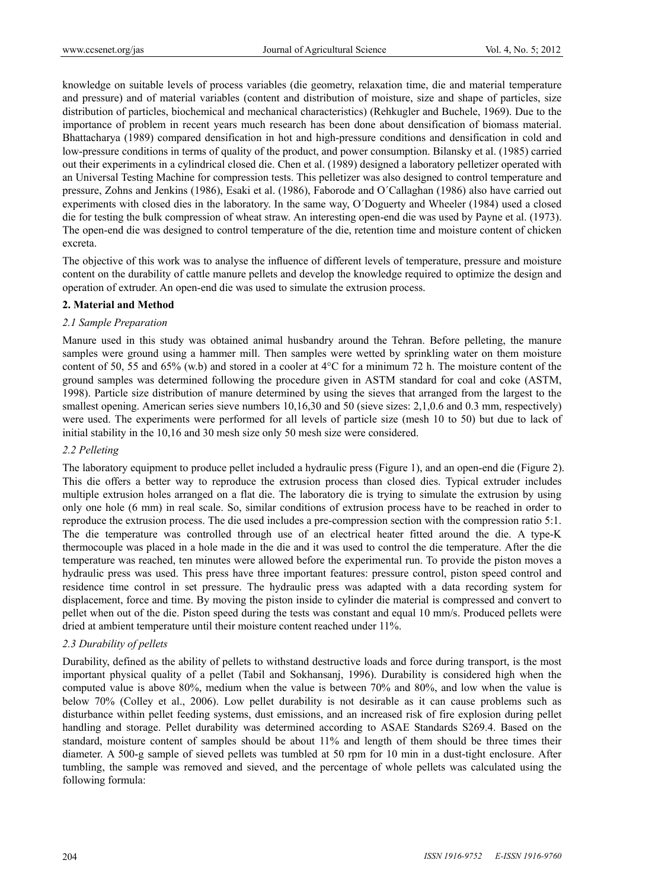knowledge on suitable levels of process variables (die geometry, relaxation time, die and material temperature and pressure) and of material variables (content and distribution of moisture, size and shape of particles, size distribution of particles, biochemical and mechanical characteristics) (Rehkugler and Buchele, 1969). Due to the importance of problem in recent years much research has been done about densification of biomass material. Bhattacharya (1989) compared densification in hot and high-pressure conditions and densification in cold and low-pressure conditions in terms of quality of the product, and power consumption. Bilansky et al. (1985) carried out their experiments in a cylindrical closed die. Chen et al. (1989) designed a laboratory pelletizer operated with an Universal Testing Machine for compression tests. This pelletizer was also designed to control temperature and pressure, Zohns and Jenkins (1986), Esaki et al. (1986), Faborode and O´Callaghan (1986) also have carried out experiments with closed dies in the laboratory. In the same way, O´Doguerty and Wheeler (1984) used a closed die for testing the bulk compression of wheat straw. An interesting open-end die was used by Payne et al. (1973). The open-end die was designed to control temperature of the die, retention time and moisture content of chicken excreta.

The objective of this work was to analyse the influence of different levels of temperature, pressure and moisture content on the durability of cattle manure pellets and develop the knowledge required to optimize the design and operation of extruder. An open-end die was used to simulate the extrusion process.

## 2. Material and Method

### *2.1 Sample Preparation*

Manure used in this study was obtained animal husbandry around the Tehran. Before pelleting, the manure samples were ground using a hammer mill. Then samples were wetted by sprinkling water on them moisture content of 50, 55 and 65% (w.b) and stored in a cooler at 4°C for a minimum 72 h. The moisture content of the ground samples was determined following the procedure given in ASTM standard for coal and coke (ASTM, 1998). Particle size distribution of manure determined by using the sieves that arranged from the largest to the smallest opening. American series sieve numbers 10,16,30 and 50 (sieve sizes: 2,1,0.6 and 0.3 mm, respectively) were used. The experiments were performed for all levels of particle size (mesh 10 to 50) but due to lack of initial stability in the 10,16 and 30 mesh size only 50 mesh size were considered.

### *2.2 Pelleting*

The laboratory equipment to produce pellet included a hydraulic press (Figure 1), and an open-end die (Figure 2). This die offers a better way to reproduce the extrusion process than closed dies. Typical extruder includes multiple extrusion holes arranged on a flat die. The laboratory die is trying to simulate the extrusion by using only one hole (6 mm) in real scale. So, similar conditions of extrusion process have to be reached in order to reproduce the extrusion process. The die used includes a pre-compression section with the compression ratio 5:1. The die temperature was controlled through use of an electrical heater fitted around the die. A type-K thermocouple was placed in a hole made in the die and it was used to control the die temperature. After the die temperature was reached, ten minutes were allowed before the experimental run. To provide the piston moves a hydraulic press was used. This press have three important features: pressure control, piston speed control and residence time control in set pressure. The hydraulic press was adapted with a data recording system for displacement, force and time. By moving the piston inside to cylinder die material is compressed and convert to pellet when out of the die. Piston speed during the tests was constant and equal 10 mm/s. Produced pellets were dried at ambient temperature until their moisture content reached under 11%.

### *2.3 Durability of pellets*

Durability, defined as the ability of pellets to withstand destructive loads and force during transport, is the most important physical quality of a pellet (Tabil and Sokhansanj, 1996). Durability is considered high when the computed value is above 80%, medium when the value is between 70% and 80%, and low when the value is below 70% (Colley et al., 2006). Low pellet durability is not desirable as it can cause problems such as disturbance within pellet feeding systems, dust emissions, and an increased risk of fire explosion during pellet handling and storage. Pellet durability was determined according to ASAE Standards S269.4. Based on the standard, moisture content of samples should be about 11% and length of them should be three times their diameter. A 500-g sample of sieved pellets was tumbled at 50 rpm for 10 min in a dust-tight enclosure. After tumbling, the sample was removed and sieved, and the percentage of whole pellets was calculated using the following formula: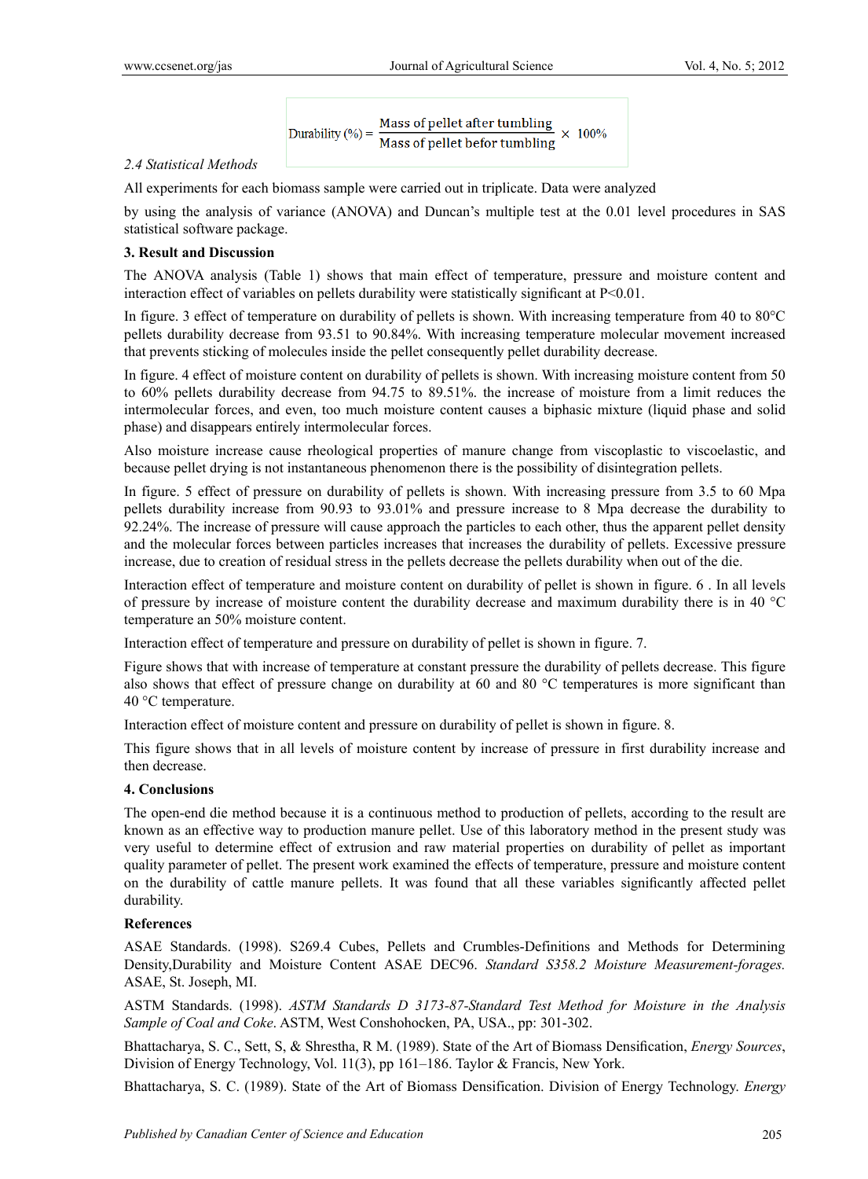$$\text{Durability (\%)} = \frac{\text{Mass of pellet after tumbling}}{\text{Mass of pellet befor tumbling}} \times 100\%$$

### 2.4 Statistical Methods

All experiments for each biomass sample were carried out in triplicate. Data were analyzed

by using the analysis of variance (ANOVA) and Duncan's multiple test at the 0.01 level procedures in SAS statistical software package.

## 3. Result and Discussion

The ANOVA analysis (Table 1) shows that main effect of temperature, pressure and moisture content and interaction effect of variables on pellets durability were statistically significant at $P<0.01$.

In figure. 3 effect of temperature on durability of pellets is shown. With increasing temperature from 40 to 80°C pellets durability decrease from 93.51 to 90.84%. With increasing temperature molecular movement increased that prevents sticking of molecules inside the pellet consequently pellet durability decrease.

In figure. 4 effect of moisture content on durability of pellets is shown. With increasing moisture content from 50 to 60% pellets durability decrease from 94.75 to 89.51%. the increase of moisture from a limit reduces the intermolecular forces, and even, too much moisture content causes a biphasic mixture (liquid phase and solid phase) and disappears entirely intermolecular forces.

Also moisture increase cause rheological properties of manure change from viscoplastic to viscoelastic, and because pellet drying is not instantaneous phenomenon there is the possibility of disintegration pellets.

In figure. 5 effect of pressure on durability of pellets is shown. With increasing pressure from 3.5 to 60 Mpa pellets durability increase from 90.93 to 93.01% and pressure increase to 8 Mpa decrease the durability to 92.24%. The increase of pressure will cause approach the particles to each other, thus the apparent pellet density and the molecular forces between particles increases that increases the durability of pellets. Excessive pressure increase, due to creation of residual stress in the pellets decrease the pellets durability when out of the die.

Interaction effect of temperature and moisture content on durability of pellet is shown in figure. 6 . In all levels of pressure by increase of moisture content the durability decrease and maximum durability there is in 40 °C temperature an 50% moisture content.

Interaction effect of temperature and pressure on durability of pellet is shown in figure. 7.

Figure shows that with increase of temperature at constant pressure the durability of pellets decrease. This figure also shows that effect of pressure change on durability at 60 and 80 °C temperatures is more significant than 40 °C temperature.

Interaction effect of moisture content and pressure on durability of pellet is shown in figure. 8.

This figure shows that in all levels of moisture content by increase of pressure in first durability increase and then decrease.

## 4. Conclusions

The open-end die method because it is a continuous method to production of pellets, according to the result are known as an effective way to production manure pellet. Use of this laboratory method in the present study was very useful to determine effect of extrusion and raw material properties on durability of pellet as important quality parameter of pellet. The present work examined the effects of temperature, pressure and moisture content on the durability of cattle manure pellets. It was found that all these variables significantly affected pellet durability.

## References

ASAE Standards. (1998). S269.4 Cubes, Pellets and Crumbles-Definitions and Methods for Determining Density,Durability and Moisture Content ASAE DEC96. *Standard S358.2 Moisture Measurement-forages.* ASAE, St. Joseph, MI.

ASTM Standards. (1998). *ASTM Standards D 3173-87-Standard Test Method for Moisture in the Analysis Sample of Coal and Coke*. ASTM, West Conshohocken, PA, USA., pp: 301-302.

Bhattacharya, S. C., Sett, S, & Shrestha, R M. (1989). State of the Art of Biomass Densification, *Energy Sources*, Division of Energy Technology, Vol. 11(3), pp 161–186. Taylor & Francis, New York.

Bhattacharya, S. C. (1989). State of the Art of Biomass Densification. Division of Energy Technology. *Energy*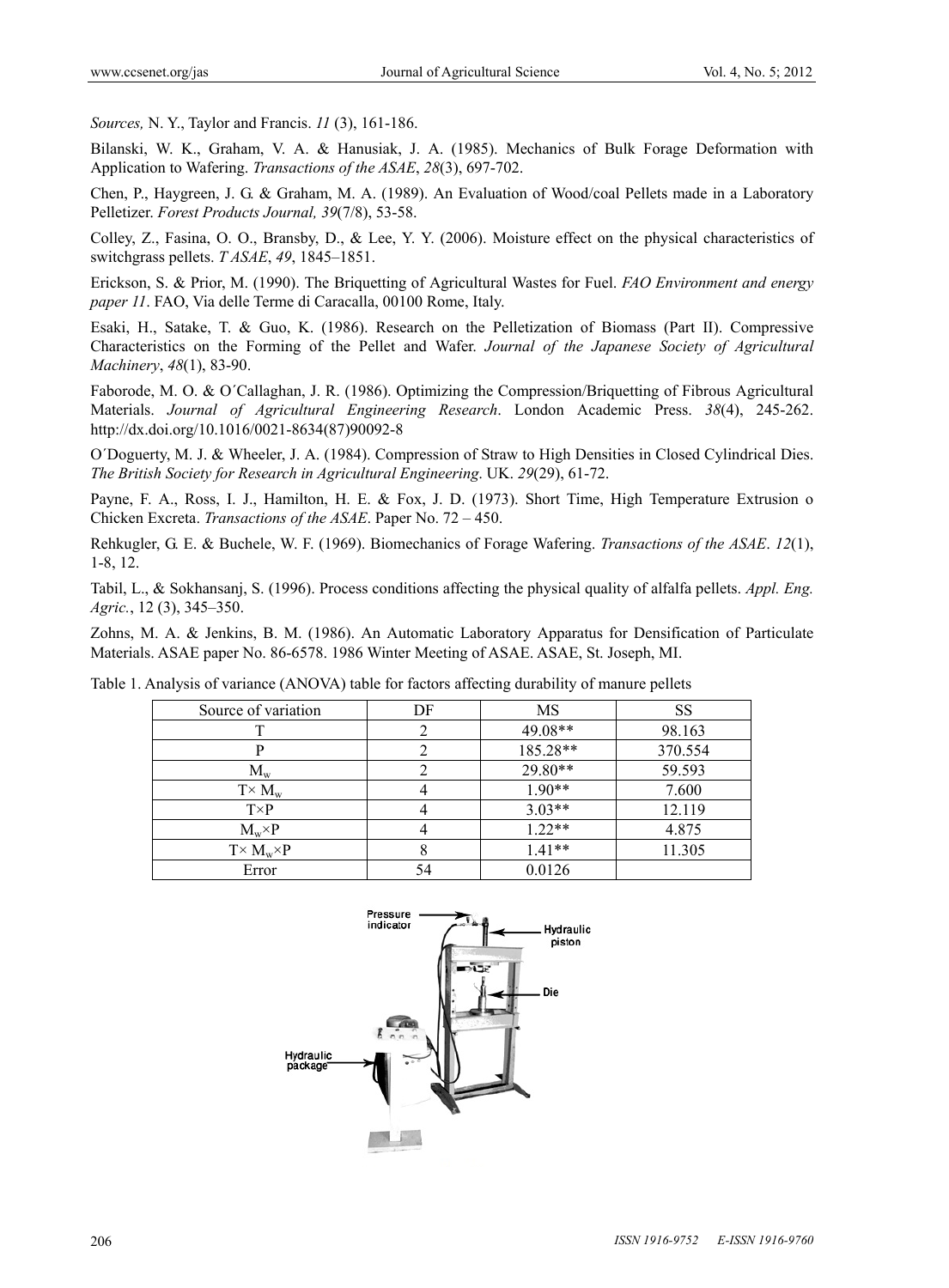*Sources,* N. Y., Taylor and Francis. *11* (3), 161-186.

Bilanski, W. K., Graham, V. A. & Hanusiak, J. A. (1985). Mechanics of Bulk Forage Deformation with Application to Wafering. *Transactions of the ASAE*, *28*(3), 697-702.

Chen, P., Haygreen, J. G. & Graham, M. A. (1989). An Evaluation of Wood/coal Pellets made in a Laboratory Pelletizer. *Forest Products Journal, 39*(7/8), 53-58.

Colley, Z., Fasina, O. O., Bransby, D., & Lee, Y. Y. (2006). Moisture effect on the physical characteristics of switchgrass pellets. *T ASAE*, *49*, 1845–1851.

Erickson, S. & Prior, M. (1990). The Briquetting of Agricultural Wastes for Fuel. *FAO Environment and energy paper 11*. FAO, Via delle Terme di Caracalla, 00100 Rome, Italy.

Esaki, H., Satake, T. & Guo, K. (1986). Research on the Pelletization of Biomass (Part II). Compressive Characteristics on the Forming of the Pellet and Wafer. *Journal of the Japanese Society of Agricultural Machinery*, *48*(1), 83-90.

Faborode, M. O. & O´Callaghan, J. R. (1986). Optimizing the Compression/Briquetting of Fibrous Agricultural Materials. *Journal of Agricultural Engineering Research*. London Academic Press. *38*(4), 245-262. http://dx.doi.org/10.1016/0021-8634(87)90092-8

O´Doguerty, M. J. & Wheeler, J. A. (1984). Compression of Straw to High Densities in Closed Cylindrical Dies. *The British Society for Research in Agricultural Engineering*. UK. *29*(29), 61-72.

Payne, F. A., Ross, I. J., Hamilton, H. E. & Fox, J. D. (1973). Short Time, High Temperature Extrusion o Chicken Excreta. *Transactions of the ASAE*. Paper No. 72 – 450.

Rehkugler, G. E. & Buchele, W. F. (1969). Biomechanics of Forage Wafering. *Transactions of the ASAE*. *12*(1), 1-8, 12.

Tabil, L., & Sokhansanj, S. (1996). Process conditions affecting the physical quality of alfalfa pellets. *Appl. Eng. Agric.*, 12 (3), 345–350.

Zohns, M. A. & Jenkins, B. M. (1986). An Automatic Laboratory Apparatus for Densification of Particulate Materials. ASAE paper No. 86-6578. 1986 Winter Meeting of ASAE. ASAE, St. Joseph, MI.

Table 1. Analysis of variance (ANOVA) table for factors affecting durability of manure pellets

| Source of variation | DF | MS | SS |
|---|---|---|---|
| T | 2 | 49.08** | 98.163 |
| P | 2 | 185.28** | 370.554 |
| $M_w$ | 2 | 29.80** | 59.593 |
| $T\times M_w$ | 4 | 1.90** | 7.600 |
| $T\times P$ | 4 | 3.03** | 12.119 |
| $M_w\times P$ | 4 | 1.22** | 4.875 |
| $T\times M_w\times P$ | 8 | 1.41** | 11.305 |
| Error | 54 | 0.0126 | |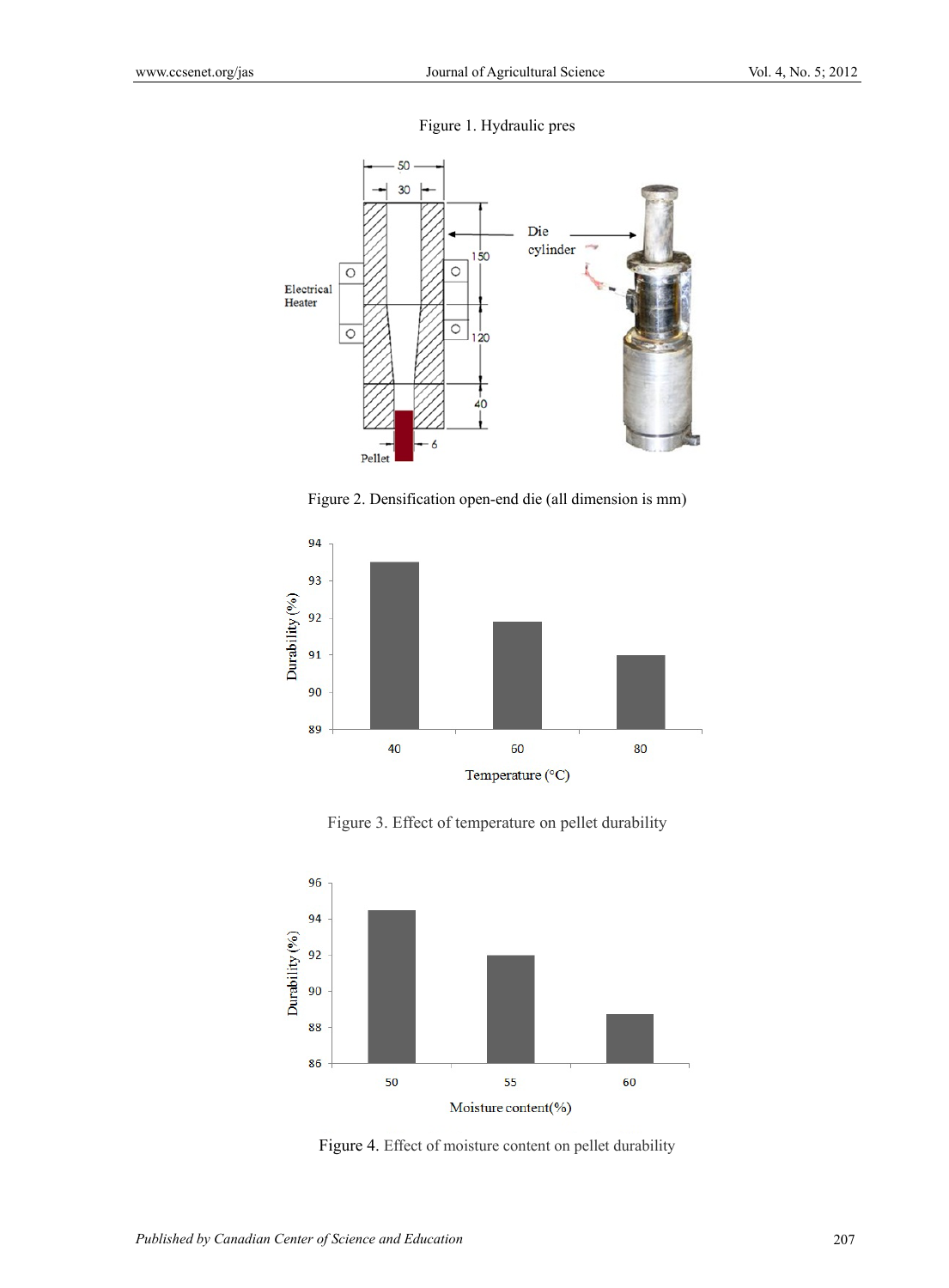Figure 1. Hydraulic pres

Figure 2. Densification open-end die (all dimension is mm)

Figure 3. Effect of temperature on pellet durability

Figure 4. Effect of moisture content on pellet durability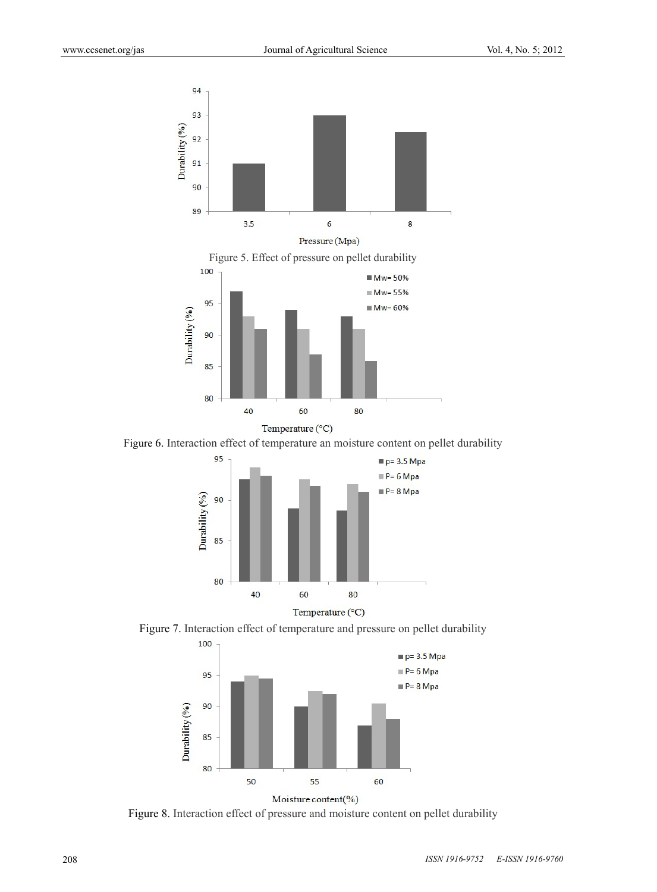94
93
92
91
90
89
Durability (%)
3.5
6
8
Pressure (Mpa)

Figure 5. Effect of pressure on pellet durability

100
95
90
85
80
Durability (%)
Mw= 50%
Mw= 55%
Mw= 60%
40
60
80
Temperature (°C)

Figure 6. Interaction effect of temperature an moisture content on pellet durability

95
90
85
80
Durability (%)
p= 3.5 Mpa
P= 6 Mpa
P= 8 Mpa
40
60
80
Temperature (°C)

Figure 7. Interaction effect of temperature and pressure on pellet durability

100
95
90
85
80
Durability (%)
p= 3.5 Mpa
P= 6 Mpa
P= 8 Mpa
50
55
60
Moisture content(%)

Figure 8. Interaction effect of pressure and moisture content on pellet durability